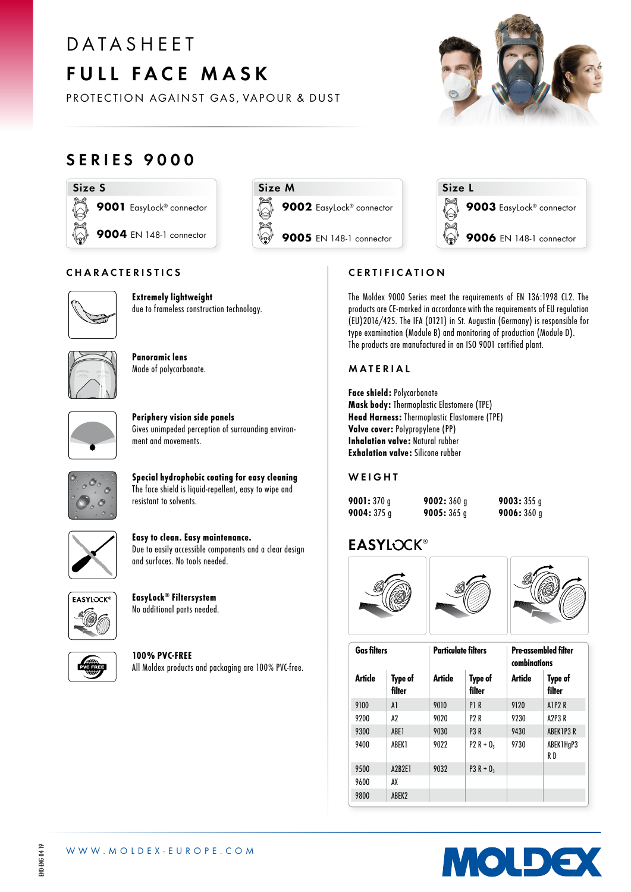# DATASHEET

# FULL FACE MASK

PROTECTION AGAINST GAS, VAPOUR & DUST

## SERIES 9000

| Size S | Size M | Size L |
|---|---|---|
| **9001** EasyLock® connector | **9002** EasyLock® connector | **9003** EasyLock® connector |
| **9004** EN 148-1 connector | **9005** EN 148-1 connector | **9006** EN 148-1 connector |

### CHARACTERISTICS

**Extremely lightweight**
due to frameless construction technology.

**Panoramic lens**
Made of polycarbonate.

**Periphery vision side panels**
Gives unimpeded perception of surrounding environment and movements.

**Special hydrophobic coating for easy cleaning**
The face shield is liquid-repellent, easy to wipe and resistant to solvents.

**Easy to clean. Easy maintenance.**
Due to easily accessible components and a clear design and surfaces. No tools needed.

**EasyLock® Filtersystem**
No additional parts needed.

**100% PVC-FREE**
All Moldex products and packaging are 100% PVC-free.

### CERTIFICATION

The Moldex 9000 Series meet the requirements of EN 136:1998 CL2. The products are CE-marked in accordance with the requirements of EU regulation (EU)2016/425. The IFA (0121) in St. Augustin (Germany) is responsible for type examination (Module B) and monitoring of production (Module D).
The products are manufactured in an ISO 9001 certified plant.

### MATERIAL

**Face shield:** Polycarbonate
**Mask body:** Thermoplastic Elastomere (TPE)
**Head Harness:** Thermoplastic Elastomere (TPE)
**Valve cover:** Polypropylene (PP)
**Inhalation valve:** Natural rubber
**Exhalation valve:** Silicone rubber

### WEIGHT

| | | |
|---|---|---|
| **9001:** 370 g | **9002:** 360 g | **9003:** 355 g |
| **9004:** 375 g | **9005:** 365 g | **9006:** 360 g |

### EASYLOCK®

| Gas filters | | Particulate filters | | Pre-assembled filter combinations | |
|---|---|---|---|---|---|
| **Article** | **Type of filter** | **Article** | **Type of filter** | **Article** | **Type of filter** |
| 9100 | A1 | 9010 | P1 R | 9120 | A1P2 R |
| 9200 | A2 | 9020 | P2 R | 9230 | A2P3 R |
| 9300 | ABE1 | 9030 | P3 R | 9430 | ABEK1P3 R |
| 9400 | ABEK1 | 9022 | P2 R + $O_3$ | 9730 | ABEK1HgP3 R D |
| 9500 | A2B2E1 | 9032 | P3 R + $O_3$ | | |
| 9600 | AX | | | | |
| 9800 | ABEK2 | | | | |

WWW.MOLDEX-EUROPE.COM

EHO-ENG 04-19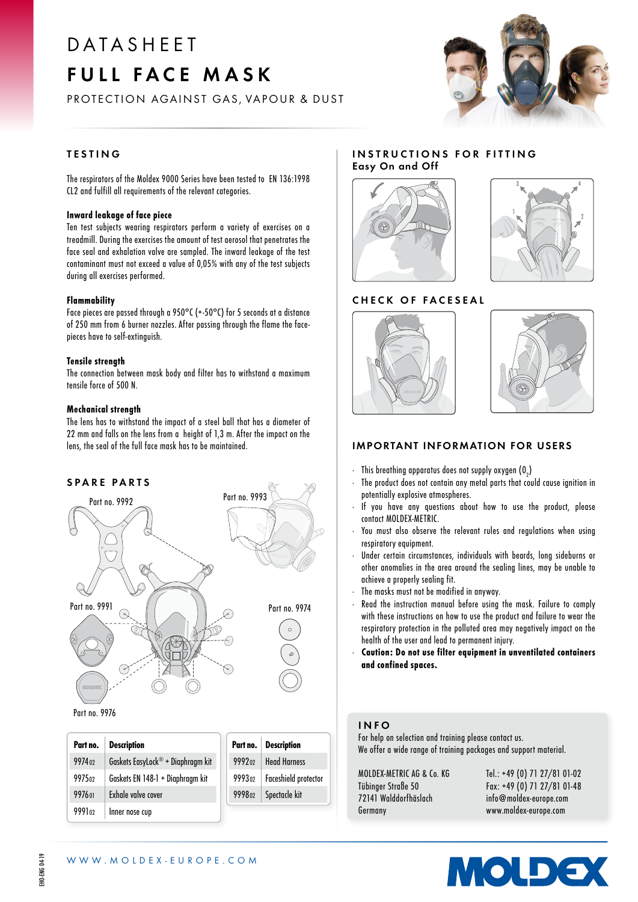# DATASHEET

# FULL FACE MASK

PROTECTION AGAINST GAS, VAPOUR & DUST

## TESTING

The respirators of the Moldex 9000 Series have been tested to EN 136:1998 CL2 and fulfill all requirements of the relevant categories.

### Inward leakage of face piece

Ten test subjects wearing respirators perform a variety of exercises on a treadmill. During the exercises the amount of test aerosol that penetrates the face seal and exhalation valve are sampled. The inward leakage of the test contaminant must not exceed a value of 0,05% with any of the test subjects during all exercises performed.

### Flammability

Face pieces are passed through a 950°C (+-50°C) for 5 seconds at a distance of 250 mm from 6 burner nozzles. After passing through the flame the face-pieces have to self-extinguish.

### Tensile strength

The connection between mask body and filter has to withstand a maximum tensile force of 500 N.

### Mechanical strength

The lens has to withstand the impact of a steel ball that has a diameter of 22 mm and falls on the lens from a height of 1,3 m. After the impact on the lens, the seal of the full face mask has to be maintained.

## SPARE PARTS

Part no. 9992

Part no. 9993

Part no. 9991

Part no. 9974

Part no. 9976

| Part no. | Description |
|---|---|
| 9974 02 | Gaskets EasyLock® + Diaphragm kit |
| 9975 02 | Gaskets EN 148-1 + Diaphragm kit |
| 9976 01 | Exhale valve cover |
| 9991 02 | Inner nose cup |

| Part no. | Description |
|---|---|
| 9992 02 | Head Harness |
| 9993 02 | Faceshield protector |
| 9998 02 | Spectacle kit |

## INSTRUCTIONS FOR FITTING

Easy On and Off

## CHECK OF FACESEAL

## IMPORTANT INFORMATION FOR USERS

- This breathing apparatus does not supply oxygen ($O_2$)
- The product does not contain any metal parts that could cause ignition in potentially explosive atmospheres.
- If you have any questions about how to use the product, please contact MOLDEX-METRIC.
- You must also observe the relevant rules and regulations when using respiratory equipment.
- Under certain circumstances, individuals with beards, long sideburns or other anomalies in the area around the sealing lines, may be unable to achieve a properly sealing fit.
- The masks must not be modified in anyway.
- Read the instruction manual before using the mask. Failure to comply with these instructions on how to use the product and failure to wear the respiratory protection in the polluted area may negatively impact on the health of the user and lead to permanent injury.
- **Caution: Do not use filter equipment in unventilated containers and confined spaces.**

## INFO

For help on selection and training please contact us.
We offer a wide range of training packages and support material.

MOLDEX-METRIC AG & Co. KG
Tübinger Straße 50
72141 Walddorfhäslach
Germany

Tel.: +49 (0) 71 27/81 01-02
Fax: +49 (0) 71 27/81 01-48
info@moldex-europe.com
www.moldex-europe.com

WWW.MOLDEX-EUROPE.COM

EHO-ENG 04-19